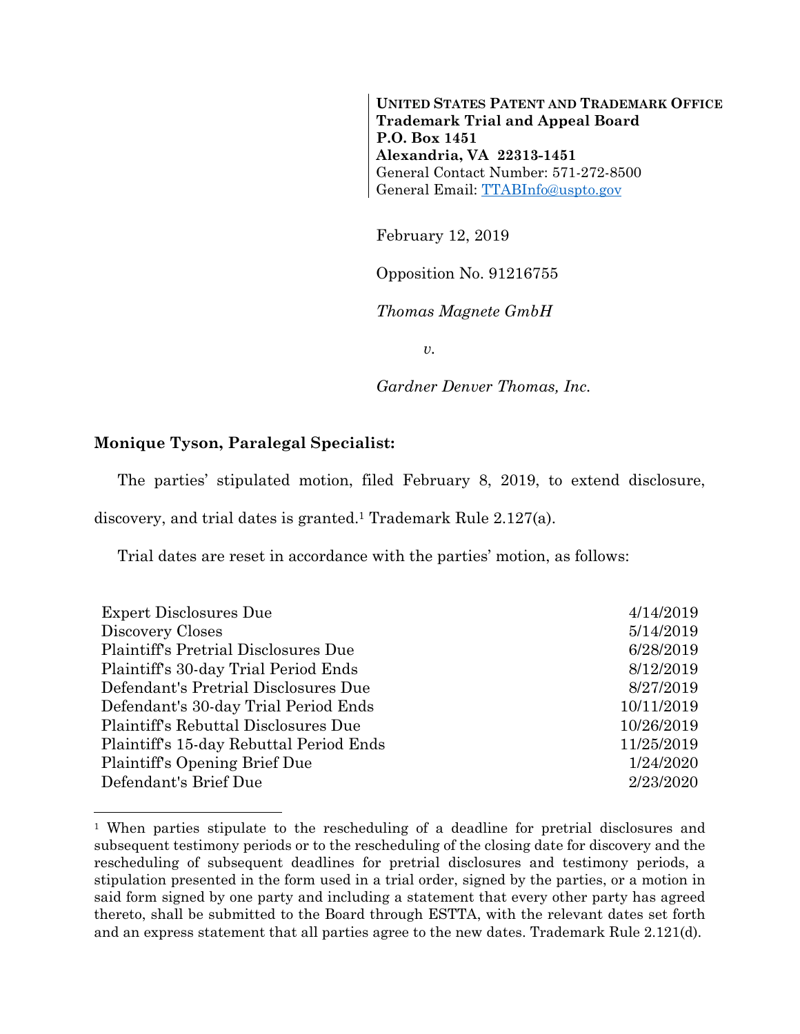**UNITED STATES PATENT AND TRADEMARK OFFICE**
**Trademark Trial and Appeal Board**
**P.O. Box 1451**
**Alexandria, VA 22313-1451**
General Contact Number: 571-272-8500
General Email: TTABInfo@uspto.gov

February 12, 2019

Opposition No. 91216755

*Thomas Magnete GmbH*

*v.*

*Gardner Denver Thomas, Inc.*

**Monique Tyson, Paralegal Specialist:**

The parties' stipulated motion, filed February 8, 2019, to extend disclosure, discovery, and trial dates is granted.[1] Trademark Rule 2.127(a).

Trial dates are reset in accordance with the parties' motion, as follows:

| | |
|---|---|
| Expert Disclosures Due | 4/14/2019 |
| Discovery Closes | 5/14/2019 |
| Plaintiff's Pretrial Disclosures Due | 6/28/2019 |
| Plaintiff's 30-day Trial Period Ends | 8/12/2019 |
| Defendant's Pretrial Disclosures Due | 8/27/2019 |
| Defendant's 30-day Trial Period Ends | 10/11/2019 |
| Plaintiff's Rebuttal Disclosures Due | 10/26/2019 |
| Plaintiff's 15-day Rebuttal Period Ends | 11/25/2019 |
| Plaintiff's Opening Brief Due | 1/24/2020 |
| Defendant's Brief Due | 2/23/2020 |

[1] When parties stipulate to the rescheduling of a deadline for pretrial disclosures and subsequent testimony periods or to the rescheduling of the closing date for discovery and the rescheduling of subsequent deadlines for pretrial disclosures and testimony periods, a stipulation presented in the form used in a trial order, signed by the parties, or a motion in said form signed by one party and including a statement that every other party has agreed thereto, shall be submitted to the Board through ESTTA, with the relevant dates set forth and an express statement that all parties agree to the new dates. Trademark Rule 2.121(d).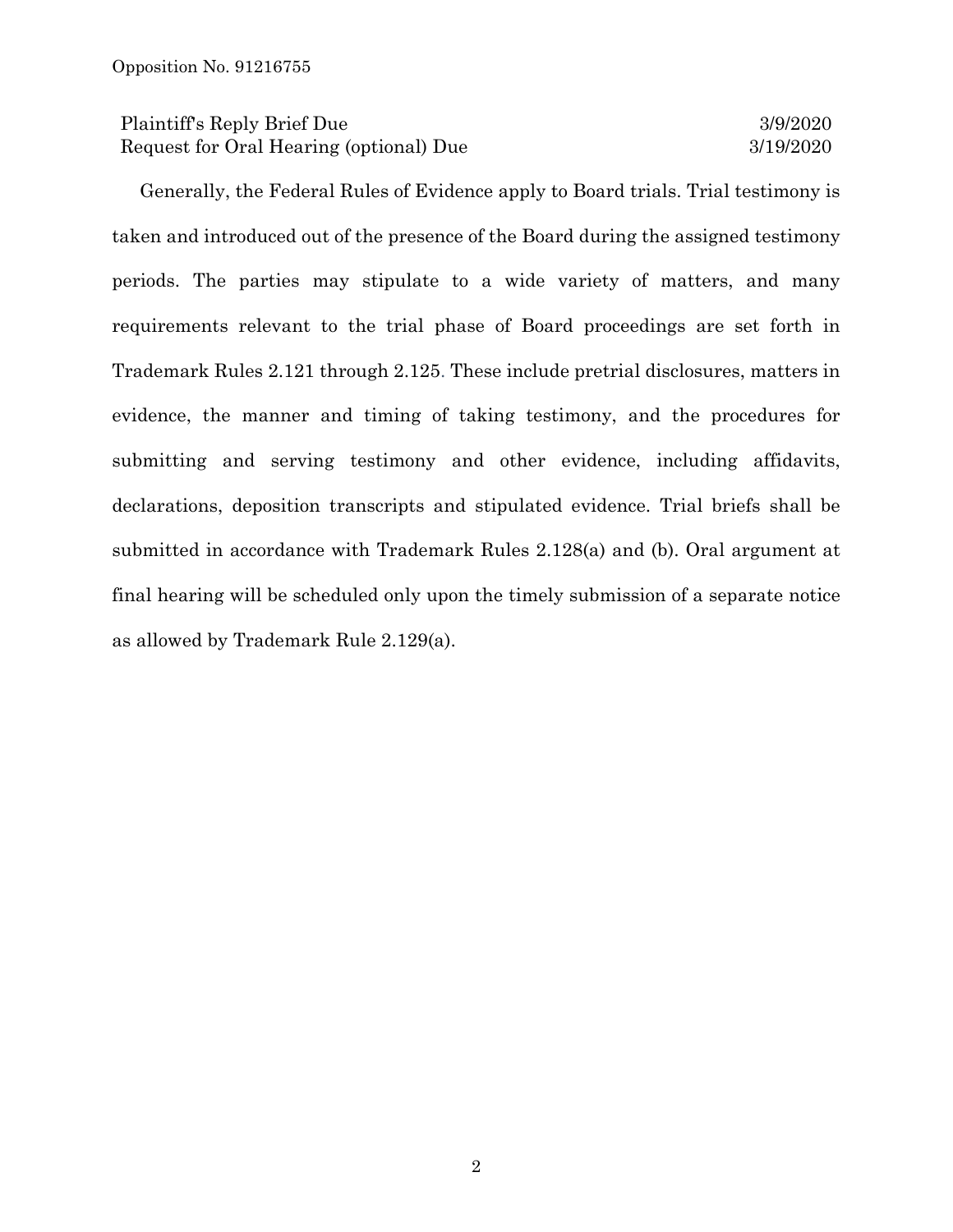| | |
|---|---|
| Plaintiff's Reply Brief Due | 3/9/2020 |
| Request for Oral Hearing (optional) Due | 3/19/2020 |

Generally, the Federal Rules of Evidence apply to Board trials. Trial testimony is taken and introduced out of the presence of the Board during the assigned testimony periods. The parties may stipulate to a wide variety of matters, and many requirements relevant to the trial phase of Board proceedings are set forth in Trademark Rules 2.121 through 2.125. These include pretrial disclosures, matters in evidence, the manner and timing of taking testimony, and the procedures for submitting and serving testimony and other evidence, including affidavits, declarations, deposition transcripts and stipulated evidence. Trial briefs shall be submitted in accordance with Trademark Rules 2.128(a) and (b). Oral argument at final hearing will be scheduled only upon the timely submission of a separate notice as allowed by Trademark Rule 2.129(a).